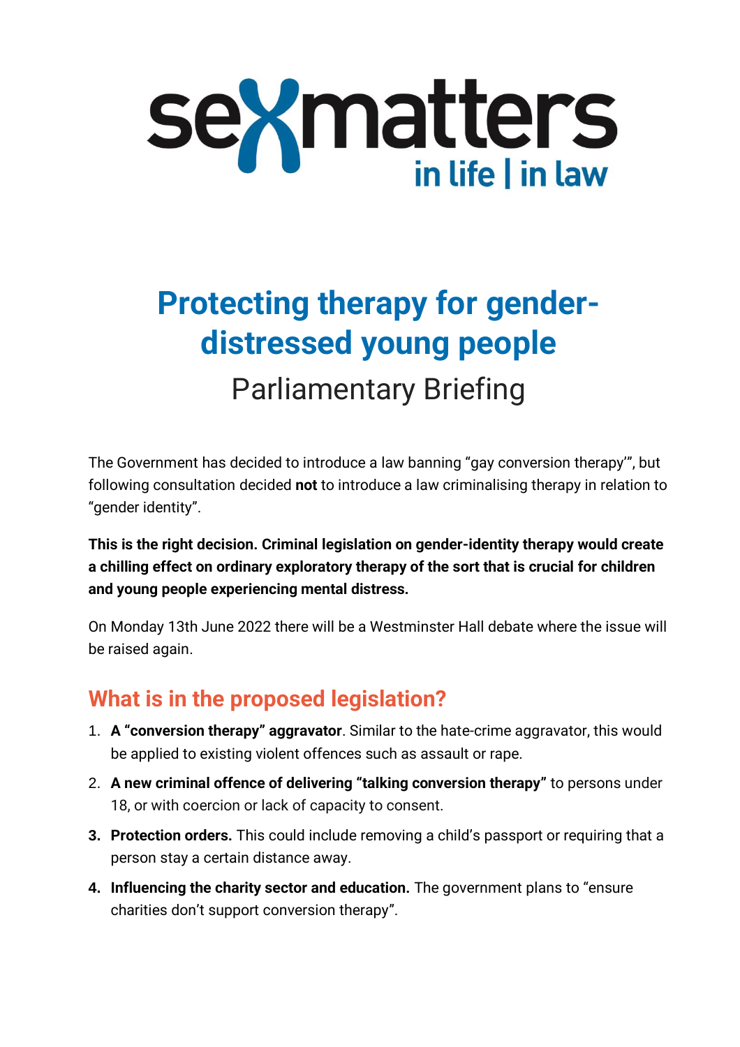sexmatters

in life | in law

# Protecting therapy for gender-distressed young people

## Parliamentary Briefing

The Government has decided to introduce a law banning "gay conversion therapy'", but following consultation decided **not** to introduce a law criminalising therapy in relation to "gender identity".

**This is the right decision. Criminal legislation on gender-identity therapy would create a chilling effect on ordinary exploratory therapy of the sort that is crucial for children and young people experiencing mental distress.**

On Monday 13th June 2022 there will be a Westminster Hall debate where the issue will be raised again.

## What is in the proposed legislation?

1. **A "conversion therapy" aggravator**. Similar to the hate-crime aggravator, this would be applied to existing violent offences such as assault or rape.
2. **A new criminal offence of delivering "talking conversion therapy"** to persons under 18, or with coercion or lack of capacity to consent.
3. **Protection orders.** This could include removing a child's passport or requiring that a person stay a certain distance away.
4. **Influencing the charity sector and education.** The government plans to "ensure charities don't support conversion therapy".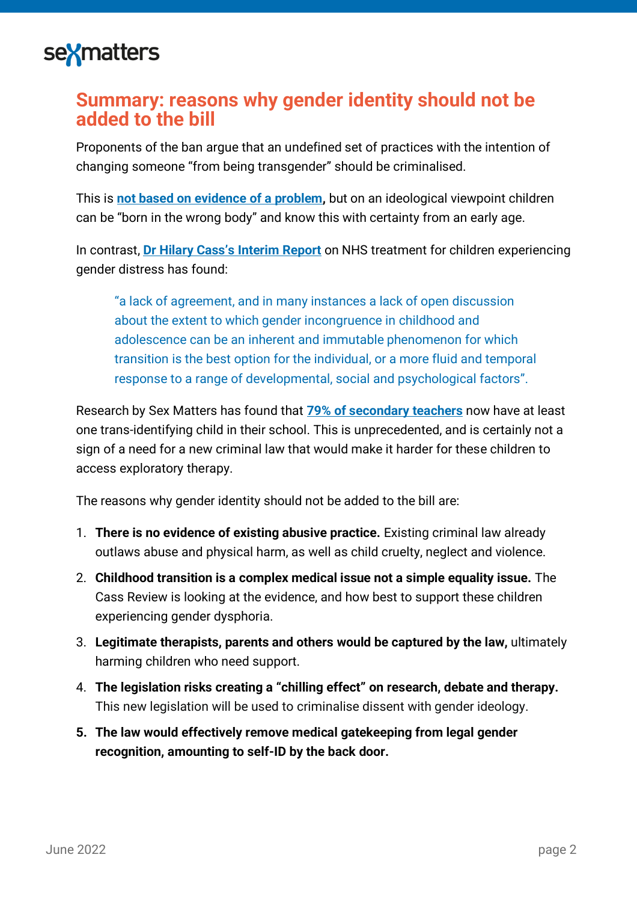## Summary: reasons why gender identity should not be added to the bill

Proponents of the ban argue that an undefined set of practices with the intention of changing someone "from being transgender" should be criminalised.

This is **not based on evidence of a problem**, but on an ideological viewpoint children can be "born in the wrong body" and know this with certainty from an early age.

In contrast, **Dr Hilary Cass's Interim Report** on NHS treatment for children experiencing gender distress has found:

> "a lack of agreement, and in many instances a lack of open discussion about the extent to which gender incongruence in childhood and adolescence can be an inherent and immutable phenomenon for which transition is the best option for the individual, or a more fluid and temporal response to a range of developmental, social and psychological factors".

Research by Sex Matters has found that **79% of secondary teachers** now have at least one trans-identifying child in their school. This is unprecedented, and is certainly not a sign of a need for a new criminal law that would make it harder for these children to access exploratory therapy.

The reasons why gender identity should not be added to the bill are:

1. **There is no evidence of existing abusive practice.** Existing criminal law already outlaws abuse and physical harm, as well as child cruelty, neglect and violence.
2. **Childhood transition is a complex medical issue not a simple equality issue.** The Cass Review is looking at the evidence, and how best to support these children experiencing gender dysphoria.
3. **Legitimate therapists, parents and others would be captured by the law,** ultimately harming children who need support.
4. **The legislation risks creating a "chilling effect" on research, debate and therapy.** This new legislation will be used to criminalise dissent with gender ideology.
5. **The law would effectively remove medical gatekeeping from legal gender recognition, amounting to self-ID by the back door.**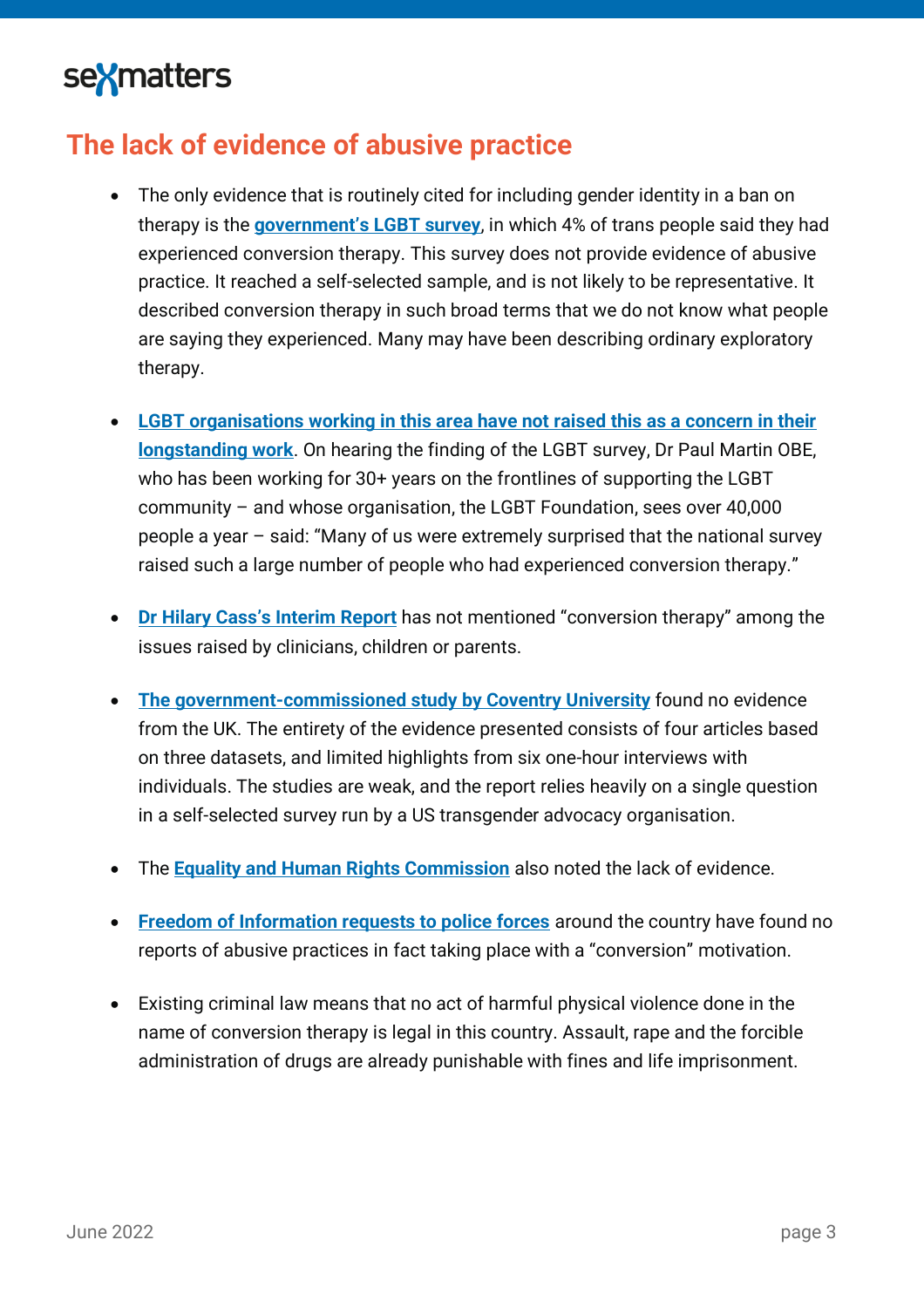## The lack of evidence of abusive practice

- The only evidence that is routinely cited for including gender identity in a ban on therapy is the **government's LGBT survey**, in which 4% of trans people said they had experienced conversion therapy. This survey does not provide evidence of abusive practice. It reached a self-selected sample, and is not likely to be representative. It described conversion therapy in such broad terms that we do not know what people are saying they experienced. Many may have been describing ordinary exploratory therapy.

- **LGBT organisations working in this area have not raised this as a concern in their longstanding work**. On hearing the finding of the LGBT survey, Dr Paul Martin OBE, who has been working for 30+ years on the frontlines of supporting the LGBT community – and whose organisation, the LGBT Foundation, sees over 40,000 people a year – said: "Many of us were extremely surprised that the national survey raised such a large number of people who had experienced conversion therapy."

- **Dr Hilary Cass's Interim Report** has not mentioned "conversion therapy" among the issues raised by clinicians, children or parents.

- **The government-commissioned study by Coventry University** found no evidence from the UK. The entirety of the evidence presented consists of four articles based on three datasets, and limited highlights from six one-hour interviews with individuals. The studies are weak, and the report relies heavily on a single question in a self-selected survey run by a US transgender advocacy organisation.

- The **Equality and Human Rights Commission** also noted the lack of evidence.

- **Freedom of Information requests to police forces** around the country have found no reports of abusive practices in fact taking place with a "conversion" motivation.

- Existing criminal law means that no act of harmful physical violence done in the name of conversion therapy is legal in this country. Assault, rape and the forcible administration of drugs are already punishable with fines and life imprisonment.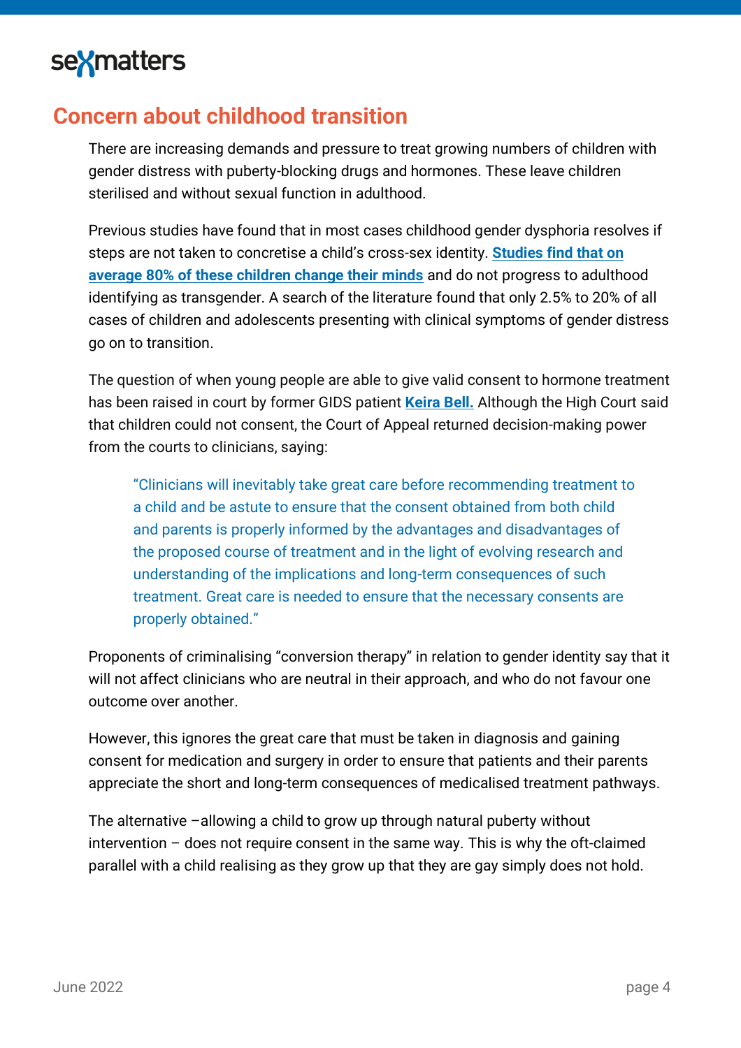## Concern about childhood transition

There are increasing demands and pressure to treat growing numbers of children with gender distress with puberty-blocking drugs and hormones. These leave children sterilised and without sexual function in adulthood.

Previous studies have found that in most cases childhood gender dysphoria resolves if steps are not taken to concretise a child's cross-sex identity. **Studies find that on average 80% of these children change their minds** and do not progress to adulthood identifying as transgender. A search of the literature found that only 2.5% to 20% of all cases of children and adolescents presenting with clinical symptoms of gender distress go on to transition.

The question of when young people are able to give valid consent to hormone treatment has been raised in court by former GIDS patient **Keira Bell.** Although the High Court said that children could not consent, the Court of Appeal returned decision-making power from the courts to clinicians, saying:

> "Clinicians will inevitably take great care before recommending treatment to a child and be astute to ensure that the consent obtained from both child and parents is properly informed by the advantages and disadvantages of the proposed course of treatment and in the light of evolving research and understanding of the implications and long-term consequences of such treatment. Great care is needed to ensure that the necessary consents are properly obtained."

Proponents of criminalising "conversion therapy" in relation to gender identity say that it will not affect clinicians who are neutral in their approach, and who do not favour one outcome over another.

However, this ignores the great care that must be taken in diagnosis and gaining consent for medication and surgery in order to ensure that patients and their parents appreciate the short and long-term consequences of medicalised treatment pathways.

The alternative –allowing a child to grow up through natural puberty without intervention – does not require consent in the same way. This is why the oft-claimed parallel with a child realising as they grow up that they are gay simply does not hold.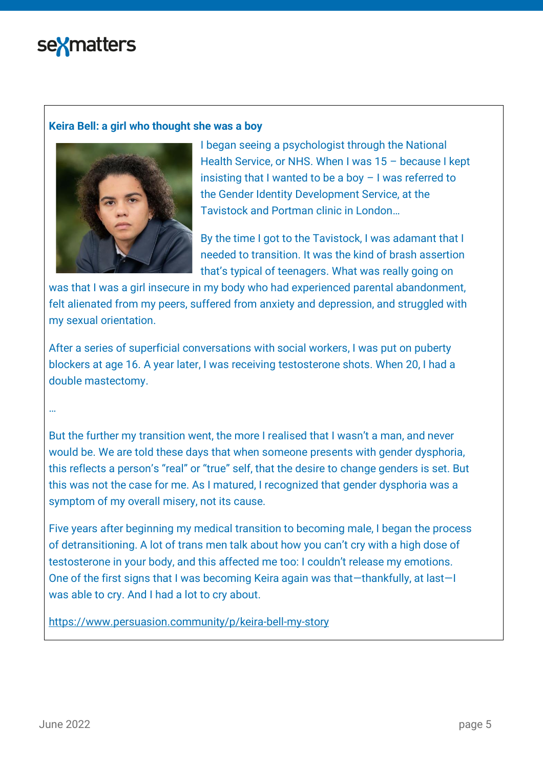**Keira Bell: a girl who thought she was a boy**

I began seeing a psychologist through the National Health Service, or NHS. When I was 15 – because I kept insisting that I wanted to be a boy – I was referred to the Gender Identity Development Service, at the Tavistock and Portman clinic in London…

By the time I got to the Tavistock, I was adamant that I needed to transition. It was the kind of brash assertion that's typical of teenagers. What was really going on was that I was a girl insecure in my body who had experienced parental abandonment, felt alienated from my peers, suffered from anxiety and depression, and struggled with my sexual orientation.

After a series of superficial conversations with social workers, I was put on puberty blockers at age 16. A year later, I was receiving testosterone shots. When 20, I had a double mastectomy.

…

But the further my transition went, the more I realised that I wasn't a man, and never would be. We are told these days that when someone presents with gender dysphoria, this reflects a person's "real" or "true" self, that the desire to change genders is set. But this was not the case for me. As I matured, I recognized that gender dysphoria was a symptom of my overall misery, not its cause.

Five years after beginning my medical transition to becoming male, I began the process of detransitioning. A lot of trans men talk about how you can't cry with a high dose of testosterone in your body, and this affected me too: I couldn't release my emotions. One of the first signs that I was becoming Keira again was that—thankfully, at last—I was able to cry. And I had a lot to cry about.

https://www.persuasion.community/p/keira-bell-my-story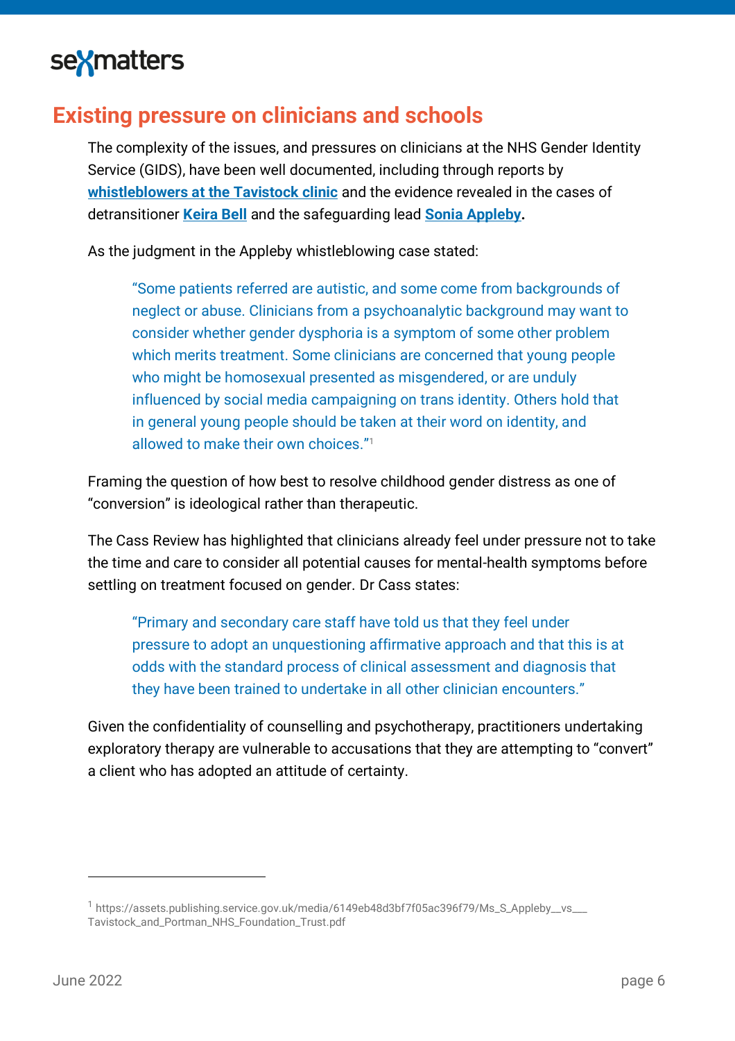## Existing pressure on clinicians and schools

The complexity of the issues, and pressures on clinicians at the NHS Gender Identity Service (GIDS), have been well documented, including through reports by **whistleblowers at the Tavistock clinic** and the evidence revealed in the cases of detransitioner **Keira Bell** and the safeguarding lead **Sonia Appleby.**

As the judgment in the Appleby whistleblowing case stated:

> "Some patients referred are autistic, and some come from backgrounds of neglect or abuse. Clinicians from a psychoanalytic background may want to consider whether gender dysphoria is a symptom of some other problem which merits treatment. Some clinicians are concerned that young people who might be homosexual presented as misgendered, or are unduly influenced by social media campaigning on trans identity. Others hold that in general young people should be taken at their word on identity, and allowed to make their own choices."[1]

Framing the question of how best to resolve childhood gender distress as one of "conversion" is ideological rather than therapeutic.

The Cass Review has highlighted that clinicians already feel under pressure not to take the time and care to consider all potential causes for mental-health symptoms before settling on treatment focused on gender. Dr Cass states:

> "Primary and secondary care staff have told us that they feel under pressure to adopt an unquestioning affirmative approach and that this is at odds with the standard process of clinical assessment and diagnosis that they have been trained to undertake in all other clinician encounters."

Given the confidentiality of counselling and psychotherapy, practitioners undertaking exploratory therapy are vulnerable to accusations that they are attempting to "convert" a client who has adopted an attitude of certainty.

---

[1] https://assets.publishing.service.gov.uk/media/6149eb48d3bf7f05ac396f79/Ms_S_Appleby__vs___Tavistock_and_Portman_NHS_Foundation_Trust.pdf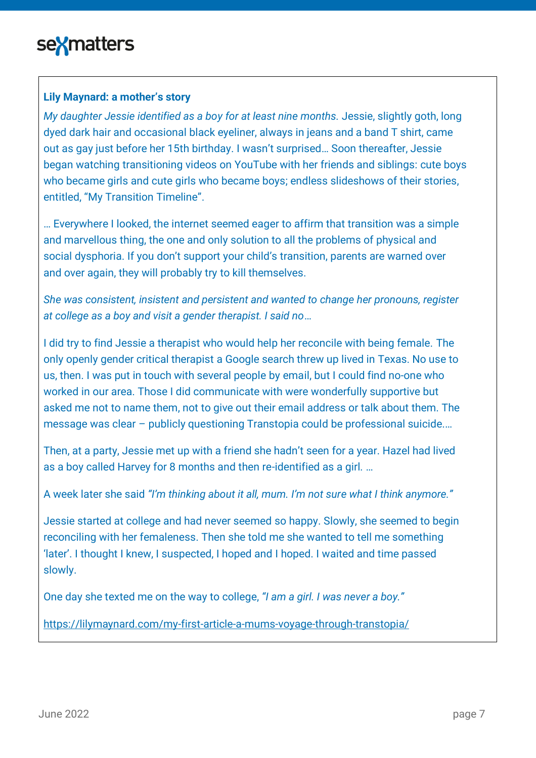**Lily Maynard: a mother's story**

*My daughter Jessie identified as a boy for at least nine months.* Jessie, slightly goth, long dyed dark hair and occasional black eyeliner, always in jeans and a band T shirt, came out as gay just before her 15th birthday. I wasn't surprised… Soon thereafter, Jessie began watching transitioning videos on YouTube with her friends and siblings: cute boys who became girls and cute girls who became boys; endless slideshows of their stories, entitled, "My Transition Timeline".

… Everywhere I looked, the internet seemed eager to affirm that transition was a simple and marvellous thing, the one and only solution to all the problems of physical and social dysphoria. If you don't support your child's transition, parents are warned over and over again, they will probably try to kill themselves.

*She was consistent, insistent and persistent and wanted to change her pronouns, register at college as a boy and visit a gender therapist. I said no…*

I did try to find Jessie a therapist who would help her reconcile with being female. The only openly gender critical therapist a Google search threw up lived in Texas. No use to us, then. I was put in touch with several people by email, but I could find no-one who worked in our area. Those I did communicate with were wonderfully supportive but asked me not to name them, not to give out their email address or talk about them. The message was clear – publicly questioning Transtopia could be professional suicide.…

Then, at a party, Jessie met up with a friend she hadn't seen for a year. Hazel had lived as a boy called Harvey for 8 months and then re-identified as a girl. …

A week later she said *"I'm thinking about it all, mum. I'm not sure what I think anymore."*

Jessie started at college and had never seemed so happy. Slowly, she seemed to begin reconciling with her femaleness. Then she told me she wanted to tell me something 'later'. I thought I knew, I suspected, I hoped and I hoped. I waited and time passed slowly.

One day she texted me on the way to college, *"I am a girl. I was never a boy."*

https://lilymaynard.com/my-first-article-a-mums-voyage-through-transtopia/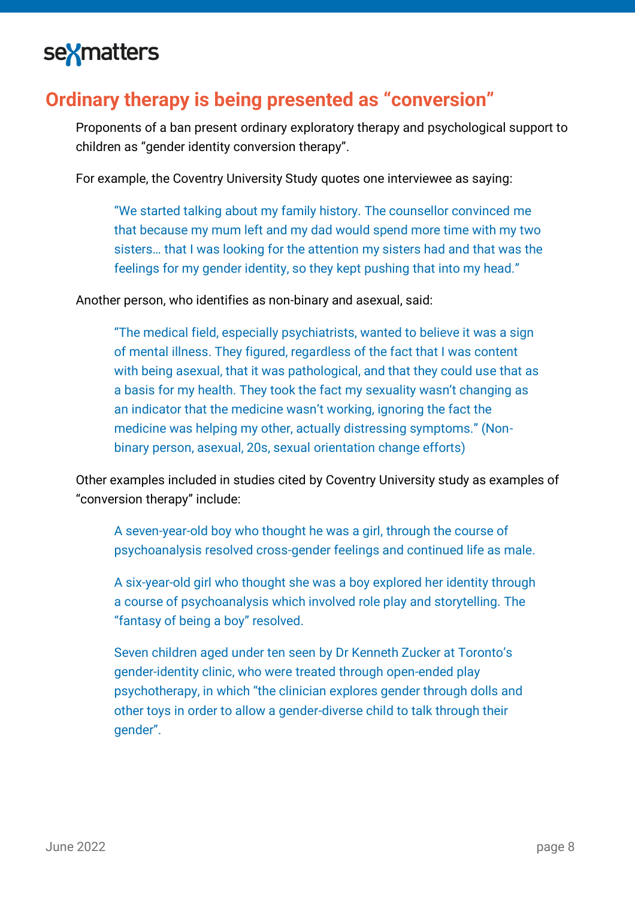## Ordinary therapy is being presented as "conversion"

Proponents of a ban present ordinary exploratory therapy and psychological support to children as "gender identity conversion therapy".

For example, the Coventry University Study quotes one interviewee as saying:

> "We started talking about my family history. The counsellor convinced me that because my mum left and my dad would spend more time with my two sisters… that I was looking for the attention my sisters had and that was the feelings for my gender identity, so they kept pushing that into my head."

Another person, who identifies as non-binary and asexual, said:

> "The medical field, especially psychiatrists, wanted to believe it was a sign of mental illness. They figured, regardless of the fact that I was content with being asexual, that it was pathological, and that they could use that as a basis for my health. They took the fact my sexuality wasn't changing as an indicator that the medicine wasn't working, ignoring the fact the medicine was helping my other, actually distressing symptoms." (Non-binary person, asexual, 20s, sexual orientation change efforts)

Other examples included in studies cited by Coventry University study as examples of "conversion therapy" include:

> A seven-year-old boy who thought he was a girl, through the course of psychoanalysis resolved cross-gender feelings and continued life as male.
>
> A six-year-old girl who thought she was a boy explored her identity through a course of psychoanalysis which involved role play and storytelling. The "fantasy of being a boy" resolved.
>
> Seven children aged under ten seen by Dr Kenneth Zucker at Toronto's gender-identity clinic, who were treated through open-ended play psychotherapy, in which "the clinician explores gender through dolls and other toys in order to allow a gender-diverse child to talk through their gender".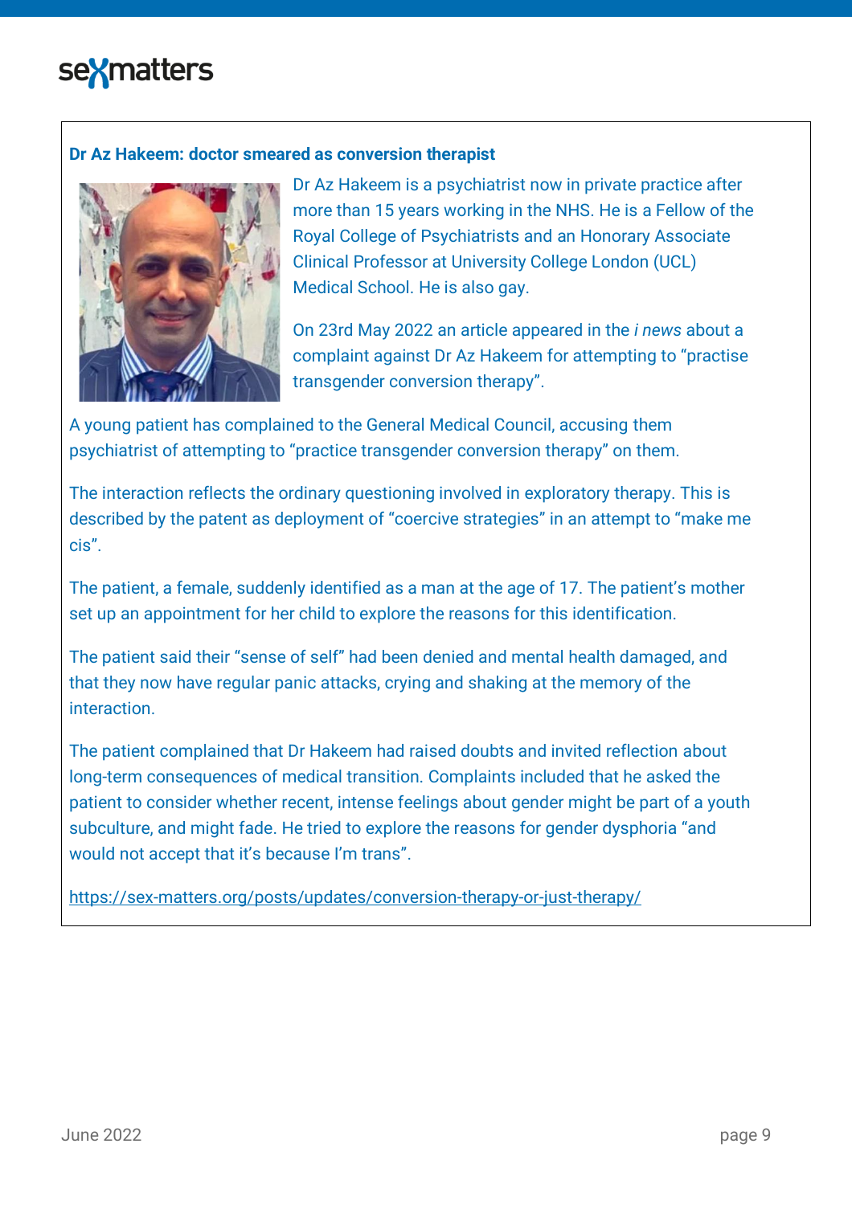### Dr Az Hakeem: doctor smeared as conversion therapist

Dr Az Hakeem is a psychiatrist now in private practice after more than 15 years working in the NHS. He is a Fellow of the Royal College of Psychiatrists and an Honorary Associate Clinical Professor at University College London (UCL) Medical School. He is also gay.

On 23rd May 2022 an article appeared in the *i news* about a complaint against Dr Az Hakeem for attempting to "practise transgender conversion therapy".

A young patient has complained to the General Medical Council, accusing them psychiatrist of attempting to "practice transgender conversion therapy" on them.

The interaction reflects the ordinary questioning involved in exploratory therapy. This is described by the patent as deployment of "coercive strategies" in an attempt to "make me cis".

The patient, a female, suddenly identified as a man at the age of 17. The patient's mother set up an appointment for her child to explore the reasons for this identification.

The patient said their "sense of self" had been denied and mental health damaged, and that they now have regular panic attacks, crying and shaking at the memory of the interaction.

The patient complained that Dr Hakeem had raised doubts and invited reflection about long-term consequences of medical transition. Complaints included that he asked the patient to consider whether recent, intense feelings about gender might be part of a youth subculture, and might fade. He tried to explore the reasons for gender dysphoria "and would not accept that it's because I'm trans".

https://sex-matters.org/posts/updates/conversion-therapy-or-just-therapy/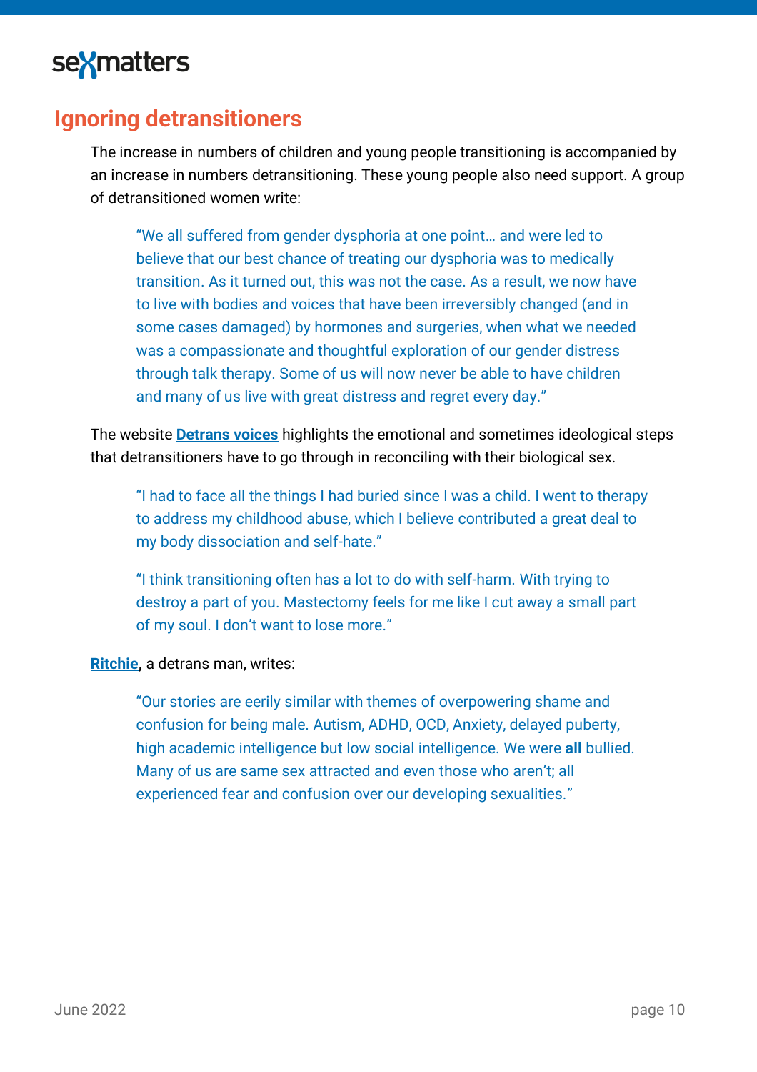## Ignoring detransitioners

The increase in numbers of children and young people transitioning is accompanied by an increase in numbers detransitioning. These young people also need support. A group of detransitioned women write:

> "We all suffered from gender dysphoria at one point… and were led to believe that our best chance of treating our dysphoria was to medically transition. As it turned out, this was not the case. As a result, we now have to live with bodies and voices that have been irreversibly changed (and in some cases damaged) by hormones and surgeries, when what we needed was a compassionate and thoughtful exploration of our gender distress through talk therapy. Some of us will now never be able to have children and many of us live with great distress and regret every day."

The website **Detrans voices** highlights the emotional and sometimes ideological steps that detransitioners have to go through in reconciling with their biological sex.

> "I had to face all the things I had buried since I was a child. I went to therapy to address my childhood abuse, which I believe contributed a great deal to my body dissociation and self-hate."

> "I think transitioning often has a lot to do with self-harm. With trying to destroy a part of you. Mastectomy feels for me like I cut away a small part of my soul. I don't want to lose more."

**Ritchie,** a detrans man, writes:

> "Our stories are eerily similar with themes of overpowering shame and confusion for being male. Autism, ADHD, OCD, Anxiety, delayed puberty, high academic intelligence but low social intelligence. We were **all** bullied. Many of us are same sex attracted and even those who aren't; all experienced fear and confusion over our developing sexualities."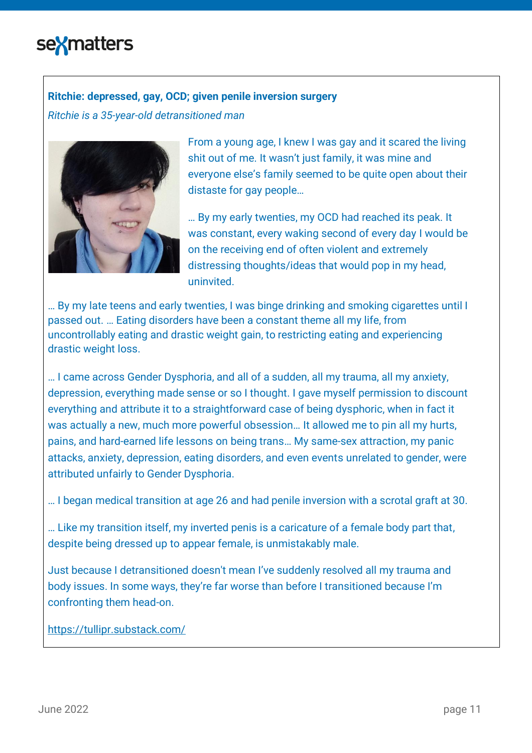**Ritchie: depressed, gay, OCD; given penile inversion surgery**

*Ritchie is a 35-year-old detransitioned man*

From a young age, I knew I was gay and it scared the living shit out of me. It wasn't just family, it was mine and everyone else's family seemed to be quite open about their distaste for gay people…

… By my early twenties, my OCD had reached its peak. It was constant, every waking second of every day I would be on the receiving end of often violent and extremely distressing thoughts/ideas that would pop in my head, uninvited.

… By my late teens and early twenties, I was binge drinking and smoking cigarettes until I passed out. … Eating disorders have been a constant theme all my life, from uncontrollably eating and drastic weight gain, to restricting eating and experiencing drastic weight loss.

… I came across Gender Dysphoria, and all of a sudden, all my trauma, all my anxiety, depression, everything made sense or so I thought. I gave myself permission to discount everything and attribute it to a straightforward case of being dysphoric, when in fact it was actually a new, much more powerful obsession… It allowed me to pin all my hurts, pains, and hard-earned life lessons on being trans… My same-sex attraction, my panic attacks, anxiety, depression, eating disorders, and even events unrelated to gender, were attributed unfairly to Gender Dysphoria.

… I began medical transition at age 26 and had penile inversion with a scrotal graft at 30.

… Like my transition itself, my inverted penis is a caricature of a female body part that, despite being dressed up to appear female, is unmistakably male.

Just because I detransitioned doesn't mean I've suddenly resolved all my trauma and body issues. In some ways, they're far worse than before I transitioned because I'm confronting them head-on.

https://tullipr.substack.com/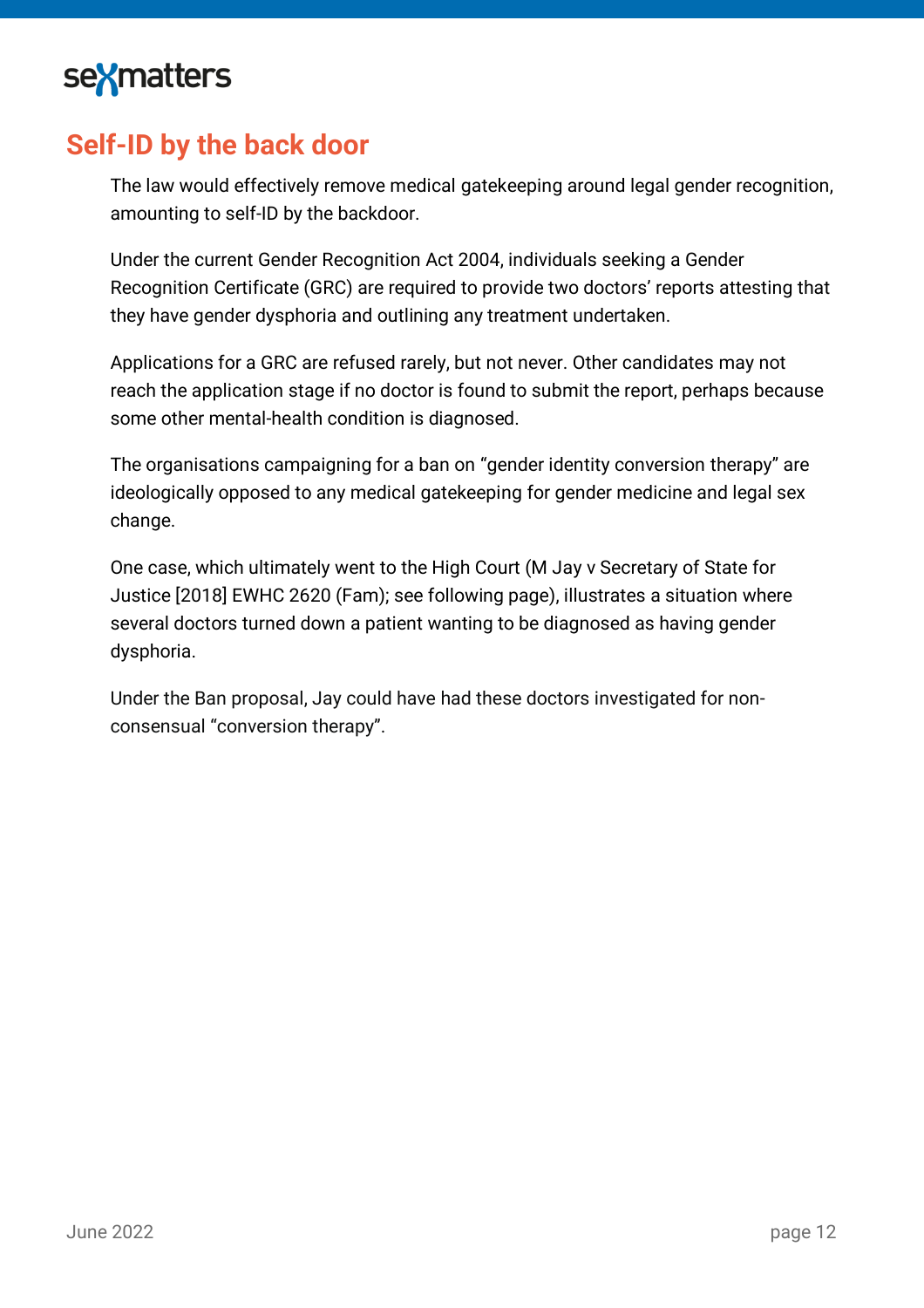## Self-ID by the back door

The law would effectively remove medical gatekeeping around legal gender recognition, amounting to self-ID by the backdoor.

Under the current Gender Recognition Act 2004, individuals seeking a Gender Recognition Certificate (GRC) are required to provide two doctors' reports attesting that they have gender dysphoria and outlining any treatment undertaken.

Applications for a GRC are refused rarely, but not never. Other candidates may not reach the application stage if no doctor is found to submit the report, perhaps because some other mental-health condition is diagnosed.

The organisations campaigning for a ban on "gender identity conversion therapy" are ideologically opposed to any medical gatekeeping for gender medicine and legal sex change.

One case, which ultimately went to the High Court (M Jay v Secretary of State for Justice [2018] EWHC 2620 (Fam); see following page), illustrates a situation where several doctors turned down a patient wanting to be diagnosed as having gender dysphoria.

Under the Ban proposal, Jay could have had these doctors investigated for non-consensual "conversion therapy".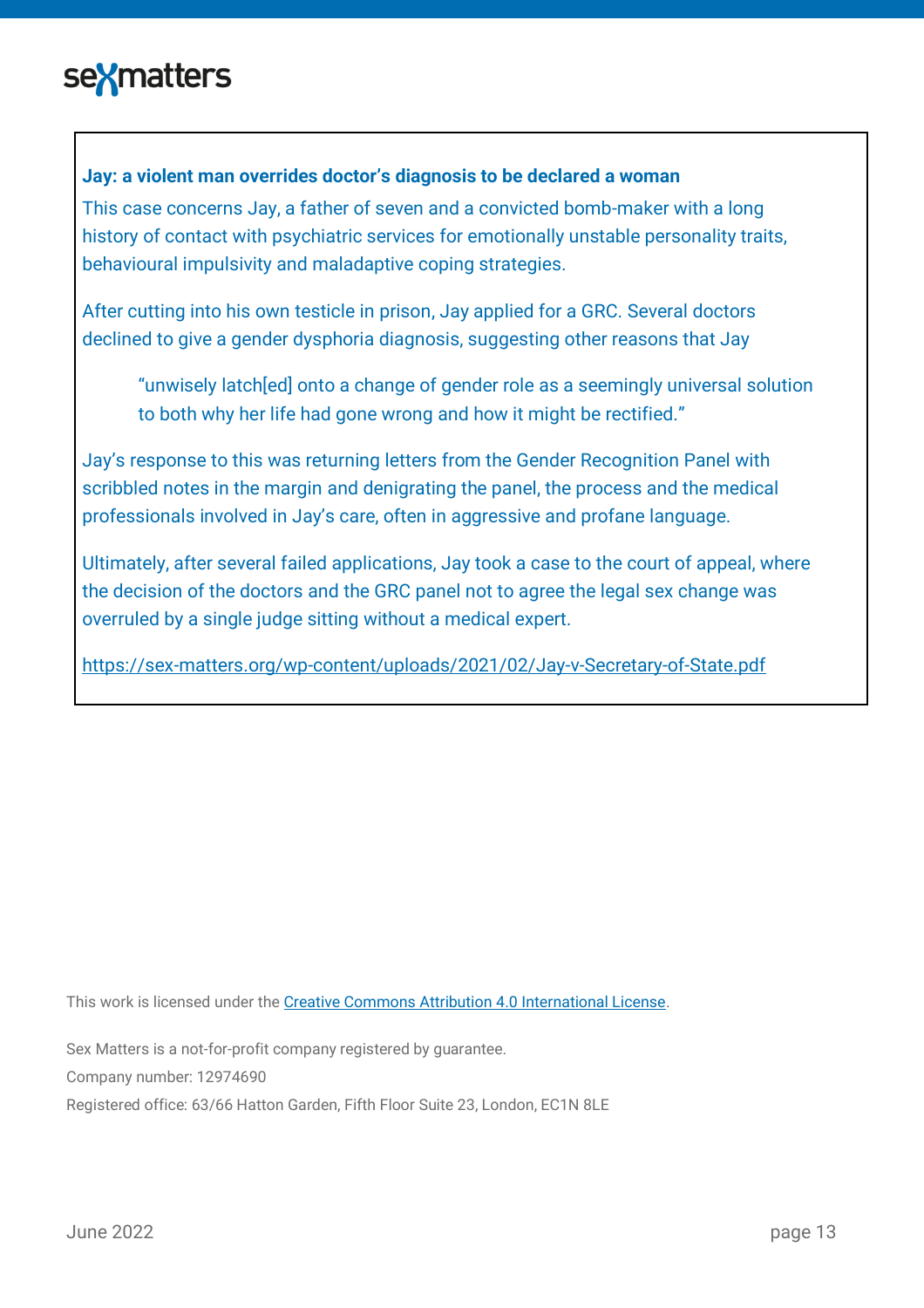**Jay: a violent man overrides doctor's diagnosis to be declared a woman**

This case concerns Jay, a father of seven and a convicted bomb-maker with a long history of contact with psychiatric services for emotionally unstable personality traits, behavioural impulsivity and maladaptive coping strategies.

After cutting into his own testicle in prison, Jay applied for a GRC. Several doctors declined to give a gender dysphoria diagnosis, suggesting other reasons that Jay

> "unwisely latch[ed] onto a change of gender role as a seemingly universal solution to both why her life had gone wrong and how it might be rectified."

Jay's response to this was returning letters from the Gender Recognition Panel with scribbled notes in the margin and denigrating the panel, the process and the medical professionals involved in Jay's care, often in aggressive and profane language.

Ultimately, after several failed applications, Jay took a case to the court of appeal, where the decision of the doctors and the GRC panel not to agree the legal sex change was overruled by a single judge sitting without a medical expert.

https://sex-matters.org/wp-content/uploads/2021/02/Jay-v-Secretary-of-State.pdf

This work is licensed under the Creative Commons Attribution 4.0 International License.

Sex Matters is a not-for-profit company registered by guarantee.

Company number: 12974690

Registered office: 63/66 Hatton Garden, Fifth Floor Suite 23, London, EC1N 8LE